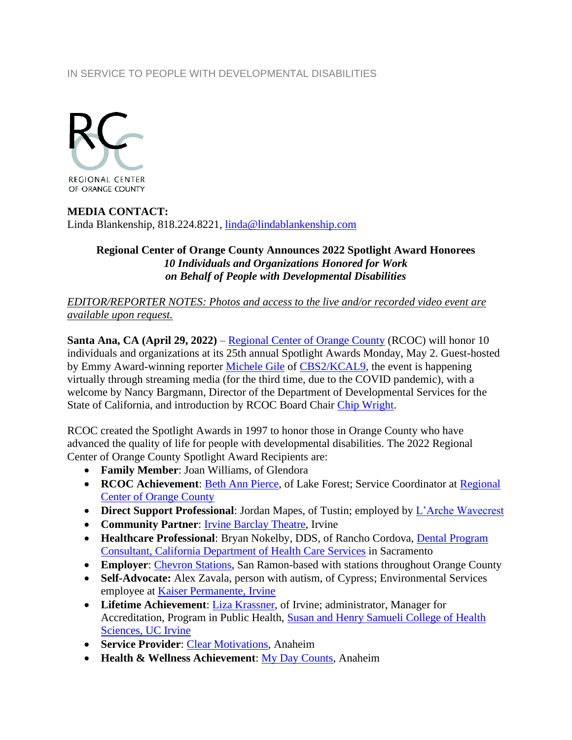IN SERVICE TO PEOPLE WITH DEVELOPMENTAL DISABILITIES

REGIONAL CENTER OF ORANGE COUNTY

**MEDIA CONTACT:**
Linda Blankenship, 818.224.8221, linda@lindablankenship.com

**Regional Center of Orange County Announces 2022 Spotlight Award Honorees**
***10 Individuals and Organizations Honored for Work on Behalf of People with Developmental Disabilities***

*EDITOR/REPORTER NOTES: Photos and access to the live and/or recorded video event are available upon request.*

**Santa Ana, CA (April 29, 2022)** – Regional Center of Orange County (RCOC) will honor 10 individuals and organizations at its 25th annual Spotlight Awards Monday, May 2. Guest-hosted by Emmy Award-winning reporter Michele Gile of CBS2/KCAL9, the event is happening virtually through streaming media (for the third time, due to the COVID pandemic), with a welcome by Nancy Bargmann, Director of the Department of Developmental Services for the State of California, and introduction by RCOC Board Chair Chip Wright.

RCOC created the Spotlight Awards in 1997 to honor those in Orange County who have advanced the quality of life for people with developmental disabilities. The 2022 Regional Center of Orange County Spotlight Award Recipients are:

- **Family Member**: Joan Williams, of Glendora
- **RCOC Achievement**: Beth Ann Pierce, of Lake Forest; Service Coordinator at Regional Center of Orange County
- **Direct Support Professional**: Jordan Mapes, of Tustin; employed by L'Arche Wavecrest
- **Community Partner**: Irvine Barclay Theatre, Irvine
- **Healthcare Professional**: Bryan Nokelby, DDS, of Rancho Cordova, Dental Program Consultant, California Department of Health Care Services in Sacramento
- **Employer**: Chevron Stations, San Ramon-based with stations throughout Orange County
- **Self-Advocate:** Alex Zavala, person with autism, of Cypress; Environmental Services employee at Kaiser Permanente, Irvine
- **Lifetime Achievement**: Liza Krassner, of Irvine; administrator, Manager for Accreditation, Program in Public Health, Susan and Henry Samueli College of Health Sciences, UC Irvine
- **Service Provider**: Clear Motivations, Anaheim
- **Health & Wellness Achievement**: My Day Counts, Anaheim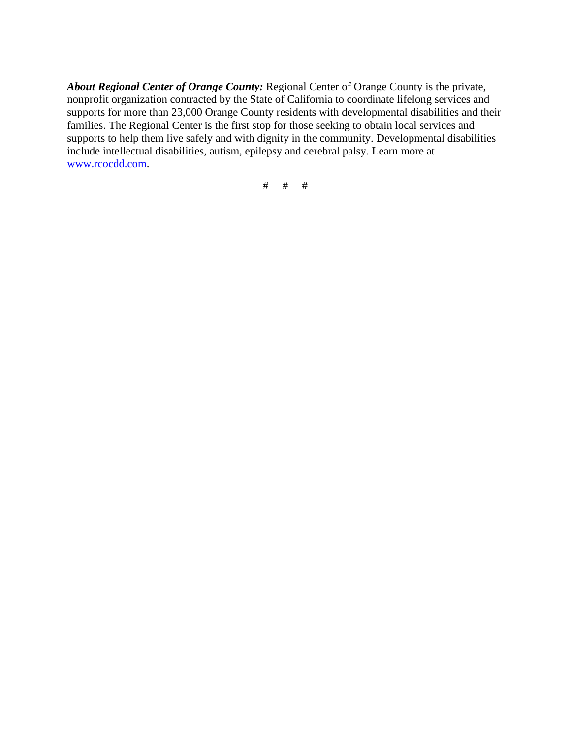***About Regional Center of Orange County:*** Regional Center of Orange County is the private, nonprofit organization contracted by the State of California to coordinate lifelong services and supports for more than 23,000 Orange County residents with developmental disabilities and their families. The Regional Center is the first stop for those seeking to obtain local services and supports to help them live safely and with dignity in the community. Developmental disabilities include intellectual disabilities, autism, epilepsy and cerebral palsy. Learn more at [www.rcocdd.com](http://www.rcocdd.com).

# # #